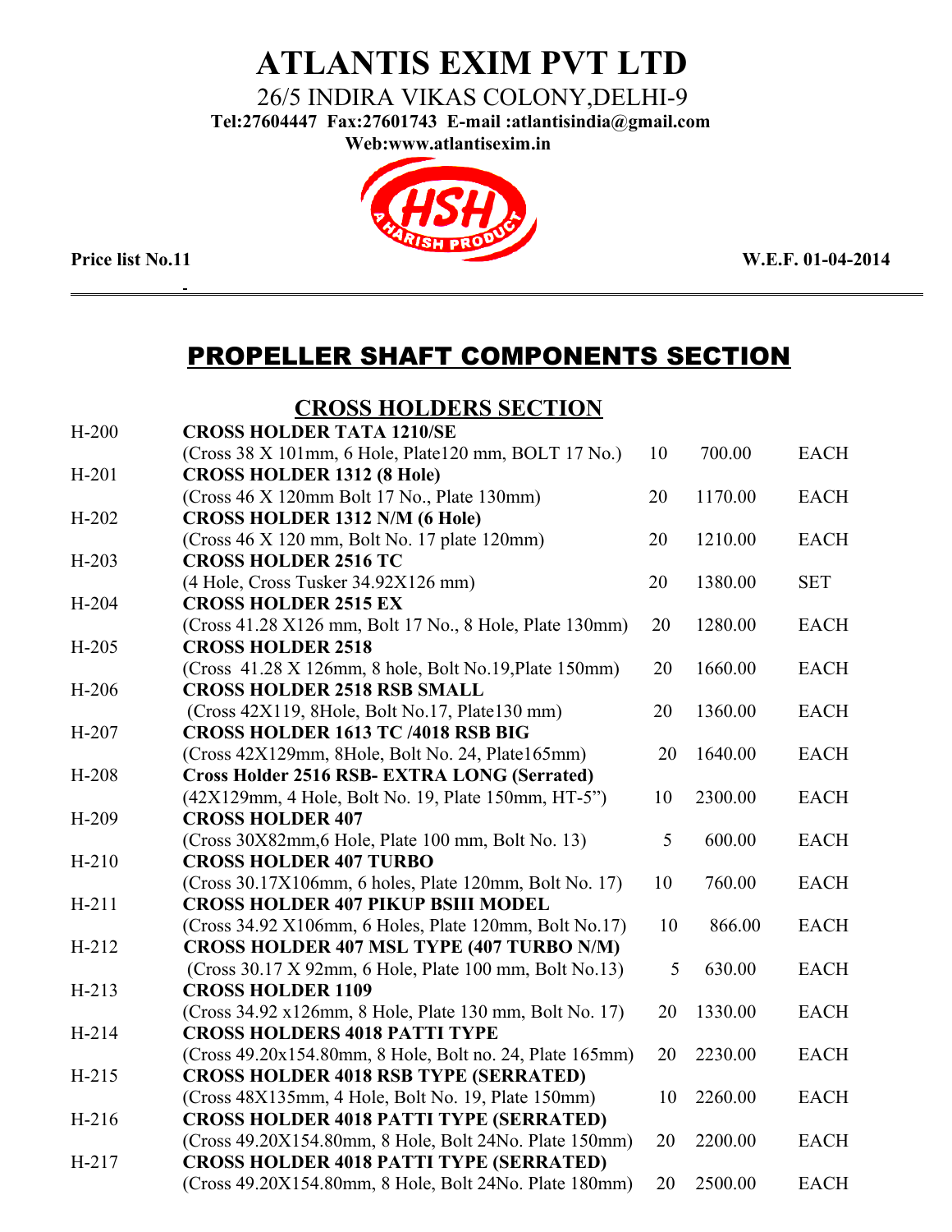# ATLANTIS EXIM PVT LTD

26/5 INDIRA VIKAS COLONY,DELHI-9

**Tel:27604447 Fax:27601743 E-mail :atlantisindia@gmail.com**

**Web:www.atlantisexim.in**

HSH A HARISH PRODUCT

**Price list No.11** **W.E.F. 01-04-2014**

## PROPELLER SHAFT COMPONENTS SECTION

### CROSS HOLDERS SECTION

| Code | Description | Qty | Price | Unit |
|---|---|---|---|---|
| H-200 | **CROSS HOLDER TATA 1210/SE** (Cross 38 X 101mm, 6 Hole, Plate120 mm, BOLT 17 No.) | 10 | 700.00 | EACH |
| H-201 | **CROSS HOLDER 1312 (8 Hole)** (Cross 46 X 120mm Bolt 17 No., Plate 130mm) | 20 | 1170.00 | EACH |
| H-202 | **CROSS HOLDER 1312 N/M (6 Hole)** (Cross 46 X 120 mm, Bolt No. 17 plate 120mm) | 20 | 1210.00 | EACH |
| H-203 | **CROSS HOLDER 2516 TC** (4 Hole, Cross Tusker 34.92X126 mm) | 20 | 1380.00 | SET |
| H-204 | **CROSS HOLDER 2515 EX** (Cross 41.28 X126 mm, Bolt 17 No., 8 Hole, Plate 130mm) | 20 | 1280.00 | EACH |
| H-205 | **CROSS HOLDER 2518** (Cross 41.28 X 126mm, 8 hole, Bolt No.19,Plate 150mm) | 20 | 1660.00 | EACH |
| H-206 | **CROSS HOLDER 2518 RSB SMALL** (Cross 42X119, 8Hole, Bolt No.17, Plate130 mm) | 20 | 1360.00 | EACH |
| H-207 | **CROSS HOLDER 1613 TC /4018 RSB BIG** (Cross 42X129mm, 8Hole, Bolt No. 24, Plate165mm) | 20 | 1640.00 | EACH |
| H-208 | **Cross Holder 2516 RSB- EXTRA LONG (Serrated)** (42X129mm, 4 Hole, Bolt No. 19, Plate 150mm, HT-5") | 10 | 2300.00 | EACH |
| H-209 | **CROSS HOLDER 407** (Cross 30X82mm,6 Hole, Plate 100 mm, Bolt No. 13) | 5 | 600.00 | EACH |
| H-210 | **CROSS HOLDER 407 TURBO** (Cross 30.17X106mm, 6 holes, Plate 120mm, Bolt No. 17) | 10 | 760.00 | EACH |
| H-211 | **CROSS HOLDER 407 PIKUP BSIII MODEL** (Cross 34.92 X106mm, 6 Holes, Plate 120mm, Bolt No.17) | 10 | 866.00 | EACH |
| H-212 | **CROSS HOLDER 407 MSL TYPE (407 TURBO N/M)** (Cross 30.17 X 92mm, 6 Hole, Plate 100 mm, Bolt No.13) | 5 | 630.00 | EACH |
| H-213 | **CROSS HOLDER 1109** (Cross 34.92 x126mm, 8 Hole, Plate 130 mm, Bolt No. 17) | 20 | 1330.00 | EACH |
| H-214 | **CROSS HOLDERS 4018 PATTI TYPE** (Cross 49.20x154.80mm, 8 Hole, Bolt no. 24, Plate 165mm) | 20 | 2230.00 | EACH |
| H-215 | **CROSS HOLDER 4018 RSB TYPE (SERRATED)** (Cross 48X135mm, 4 Hole, Bolt No. 19, Plate 150mm) | 10 | 2260.00 | EACH |
| H-216 | **CROSS HOLDER 4018 PATTI TYPE (SERRATED)** (Cross 49.20X154.80mm, 8 Hole, Bolt 24No. Plate 150mm) | 20 | 2200.00 | EACH |
| H-217 | **CROSS HOLDER 4018 PATTI TYPE (SERRATED)** (Cross 49.20X154.80mm, 8 Hole, Bolt 24No. Plate 180mm) | 20 | 2500.00 | EACH |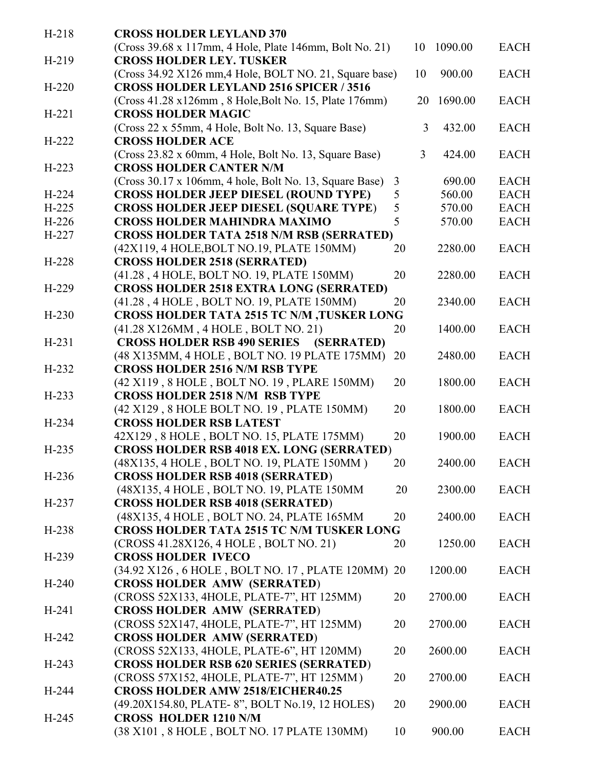| Code | Description | Qty | Price | Unit |
|---|---|---|---|---|
| H-218 | **CROSS HOLDER LEYLAND 370**<br>(Cross 39.68 x 117mm, 4 Hole, Plate 146mm, Bolt No. 21) | 10 | 1090.00 | EACH |
| H-219 | **CROSS HOLDER LEY. TUSKER**<br>(Cross 34.92 X126 mm,4 Hole, BOLT NO. 21, Square base) | 10 | 900.00 | EACH |
| H-220 | **CROSS HOLDER LEYLAND 2516 SPICER / 3516**<br>(Cross 41.28 x126mm , 8 Hole,Bolt No. 15, Plate 176mm) | 20 | 1690.00 | EACH |
| H-221 | **CROSS HOLDER MAGIC**<br>(Cross 22 x 55mm, 4 Hole, Bolt No. 13, Square Base) | 3 | 432.00 | EACH |
| H-222 | **CROSS HOLDER ACE**<br>(Cross 23.82 x 60mm, 4 Hole, Bolt No. 13, Square Base) | 3 | 424.00 | EACH |
| H-223 | **CROSS HOLDER CANTER N/M**<br>(Cross 30.17 x 106mm, 4 hole, Bolt No. 13, Square Base) | 3 | 690.00 | EACH |
| H-224 | **CROSS HOLDER JEEP DIESEL (ROUND TYPE)** | 5 | 560.00 | EACH |
| H-225 | **CROSS HOLDER JEEP DIESEL (SQUARE TYPE)** | 5 | 570.00 | EACH |
| H-226 | **CROSS HOLDER MAHINDRA MAXIMO** | 5 | 570.00 | EACH |
| H-227 | **CROSS HOLDER TATA 2518 N/M RSB (SERRATED)**<br>(42X119, 4 HOLE,BOLT NO.19, PLATE 150MM) | 20 | 2280.00 | EACH |
| H-228 | **CROSS HOLDER 2518 (SERRATED)**<br>(41.28 , 4 HOLE, BOLT NO. 19, PLATE 150MM) | 20 | 2280.00 | EACH |
| H-229 | **CROSS HOLDER 2518 EXTRA LONG (SERRATED)**<br>(41.28 , 4 HOLE , BOLT NO. 19, PLATE 150MM) | 20 | 2340.00 | EACH |
| H-230 | **CROSS HOLDER TATA 2515 TC N/M ,TUSKER LONG**<br>(41.28 X126MM , 4 HOLE , BOLT NO. 21) | 20 | 1400.00 | EACH |
| H-231 | **CROSS HOLDER RSB 490 SERIES (SERRATED)**<br>(48 X135MM, 4 HOLE , BOLT NO. 19 PLATE 175MM) | 20 | 2480.00 | EACH |
| H-232 | **CROSS HOLDER 2516 N/M RSB TYPE**<br>(42 X119 , 8 HOLE , BOLT NO. 19 , PLARE 150MM) | 20 | 1800.00 | EACH |
| H-233 | **CROSS HOLDER 2518 N/M RSB TYPE**<br>(42 X129 , 8 HOLE BOLT NO. 19 , PLATE 150MM) | 20 | 1800.00 | EACH |
| H-234 | **CROSS HOLDER RSB LATEST**<br>42X129 , 8 HOLE , BOLT NO. 15, PLATE 175MM) | 20 | 1900.00 | EACH |
| H-235 | **CROSS HOLDER RSB 4018 EX. LONG (SERRATED)**<br>(48X135, 4 HOLE , BOLT NO. 19, PLATE 150MM ) | 20 | 2400.00 | EACH |
| H-236 | **CROSS HOLDER RSB 4018 (SERRATED)**<br>(48X135, 4 HOLE , BOLT NO. 19, PLATE 150MM | 20 | 2300.00 | EACH |
| H-237 | **CROSS HOLDER RSB 4018 (SERRATED)**<br>(48X135, 4 HOLE , BOLT NO. 24, PLATE 165MM | 20 | 2400.00 | EACH |
| H-238 | **CROSS HOLDER TATA 2515 TC N/M TUSKER LONG**<br>(CROSS 41.28X126, 4 HOLE , BOLT NO. 21) | 20 | 1250.00 | EACH |
| H-239 | **CROSS HOLDER IVECO**<br>(34.92 X126 , 6 HOLE , BOLT NO. 17 , PLATE 120MM) | 20 | 1200.00 | EACH |
| H-240 | **CROSS HOLDER AMW (SERRATED)**<br>(CROSS 52X133, 4HOLE, PLATE-7", HT 125MM) | 20 | 2700.00 | EACH |
| H-241 | **CROSS HOLDER AMW (SERRATED)**<br>(CROSS 52X147, 4HOLE, PLATE-7", HT 125MM) | 20 | 2700.00 | EACH |
| H-242 | **CROSS HOLDER AMW (SERRATED)**<br>(CROSS 52X133, 4HOLE, PLATE-6", HT 120MM) | 20 | 2600.00 | EACH |
| H-243 | **CROSS HOLDER RSB 620 SERIES (SERRATED)**<br>(CROSS 57X152, 4HOLE, PLATE-7", HT 125MM) | 20 | 2700.00 | EACH |
| H-244 | **CROSS HOLDER AMW 2518/EICHER40.25**<br>(49.20X154.80, PLATE- 8", BOLT No.19, 12 HOLES) | 20 | 2900.00 | EACH |
| H-245 | **CROSS HOLDER 1210 N/M**<br>(38 X101 , 8 HOLE , BOLT NO. 17 PLATE 130MM) | 10 | 900.00 | EACH |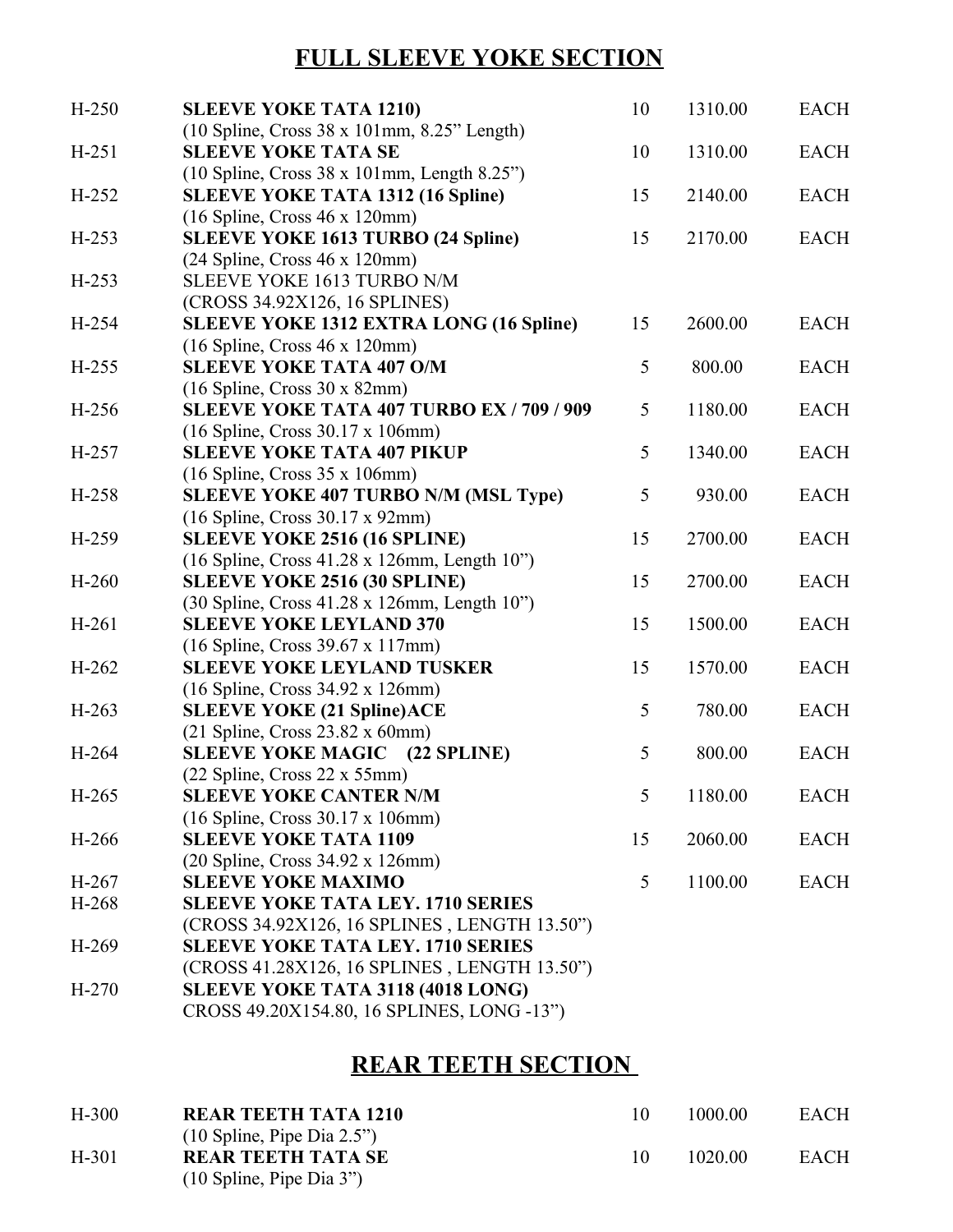## FULL SLEEVE YOKE SECTION

| | | | | |
|---|---|---|---|---|
| H-250 | **SLEEVE YOKE TATA 1210)**<br>(10 Spline, Cross 38 x 101mm, 8.25" Length) | 10 | 1310.00 | EACH |
| H-251 | **SLEEVE YOKE TATA SE**<br>(10 Spline, Cross 38 x 101mm, Length 8.25") | 10 | 1310.00 | EACH |
| H-252 | **SLEEVE YOKE TATA 1312 (16 Spline)**<br>(16 Spline, Cross 46 x 120mm) | 15 | 2140.00 | EACH |
| H-253 | **SLEEVE YOKE 1613 TURBO (24 Spline)**<br>(24 Spline, Cross 46 x 120mm) | 15 | 2170.00 | EACH |
| H-253 | SLEEVE YOKE 1613 TURBO N/M<br>(CROSS 34.92X126, 16 SPLINES) | | | |
| H-254 | **SLEEVE YOKE 1312 EXTRA LONG (16 Spline)**<br>(16 Spline, Cross 46 x 120mm) | 15 | 2600.00 | EACH |
| H-255 | **SLEEVE YOKE TATA 407 O/M**<br>(16 Spline, Cross 30 x 82mm) | 5 | 800.00 | EACH |
| H-256 | **SLEEVE YOKE TATA 407 TURBO EX / 709 / 909**<br>(16 Spline, Cross 30.17 x 106mm) | 5 | 1180.00 | EACH |
| H-257 | **SLEEVE YOKE TATA 407 PIKUP**<br>(16 Spline, Cross 35 x 106mm) | 5 | 1340.00 | EACH |
| H-258 | **SLEEVE YOKE 407 TURBO N/M (MSL Type)**<br>(16 Spline, Cross 30.17 x 92mm) | 5 | 930.00 | EACH |
| H-259 | **SLEEVE YOKE 2516 (16 SPLINE)**<br>(16 Spline, Cross 41.28 x 126mm, Length 10") | 15 | 2700.00 | EACH |
| H-260 | **SLEEVE YOKE 2516 (30 SPLINE)**<br>(30 Spline, Cross 41.28 x 126mm, Length 10") | 15 | 2700.00 | EACH |
| H-261 | **SLEEVE YOKE LEYLAND 370**<br>(16 Spline, Cross 39.67 x 117mm) | 15 | 1500.00 | EACH |
| H-262 | **SLEEVE YOKE LEYLAND TUSKER**<br>(16 Spline, Cross 34.92 x 126mm) | 15 | 1570.00 | EACH |
| H-263 | **SLEEVE YOKE (21 Spline)ACE**<br>(21 Spline, Cross 23.82 x 60mm) | 5 | 780.00 | EACH |
| H-264 | **SLEEVE YOKE MAGIC (22 SPLINE)**<br>(22 Spline, Cross 22 x 55mm) | 5 | 800.00 | EACH |
| H-265 | **SLEEVE YOKE CANTER N/M**<br>(16 Spline, Cross 30.17 x 106mm) | 5 | 1180.00 | EACH |
| H-266 | **SLEEVE YOKE TATA 1109**<br>(20 Spline, Cross 34.92 x 126mm) | 15 | 2060.00 | EACH |
| H-267 | **SLEEVE YOKE MAXIMO** | 5 | 1100.00 | EACH |
| H-268 | **SLEEVE YOKE TATA LEY. 1710 SERIES**<br>(CROSS 34.92X126, 16 SPLINES , LENGTH 13.50") | | | |
| H-269 | **SLEEVE YOKE TATA LEY. 1710 SERIES**<br>(CROSS 41.28X126, 16 SPLINES , LENGTH 13.50") | | | |
| H-270 | **SLEEVE YOKE TATA 3118 (4018 LONG)**<br>CROSS 49.20X154.80, 16 SPLINES, LONG -13") | | | |

## REAR TEETH SECTION

| | | | | |
|---|---|---|---|---|
| H-300 | **REAR TEETH TATA 1210**<br>(10 Spline, Pipe Dia 2.5") | 10 | 1000.00 | EACH |
| H-301 | **REAR TEETH TATA SE**<br>(10 Spline, Pipe Dia 3") | 10 | 1020.00 | EACH |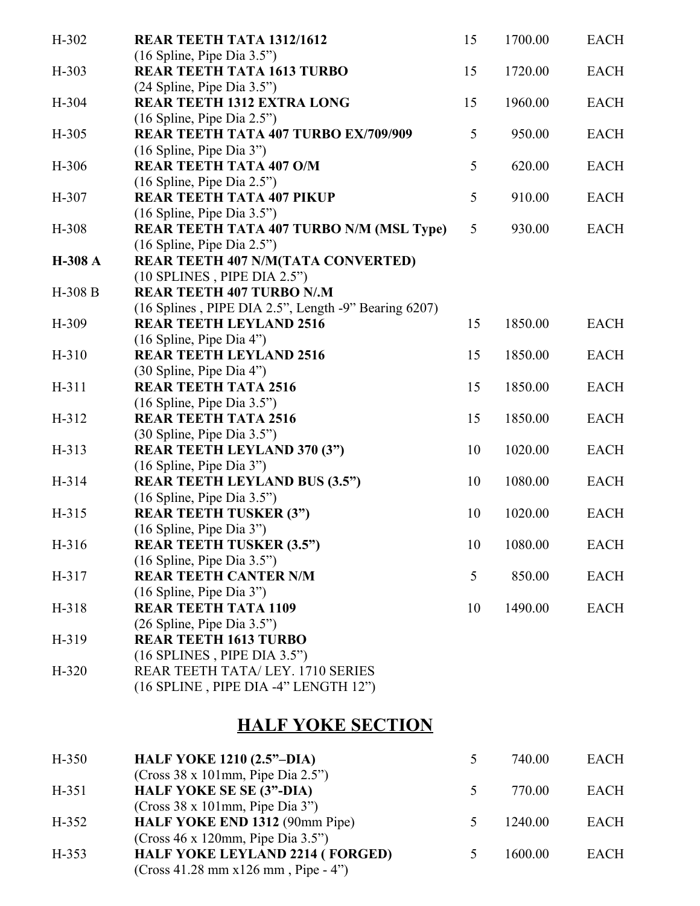| Code | Description | Qty | Price | Unit |
|---|---|---|---|---|
| H-302 | **REAR TEETH TATA 1312/1612**<br>(16 Spline, Pipe Dia 3.5") | 15 | 1700.00 | EACH |
| H-303 | **REAR TEETH TATA 1613 TURBO**<br>(24 Spline, Pipe Dia 3.5") | 15 | 1720.00 | EACH |
| H-304 | **REAR TEETH 1312 EXTRA LONG**<br>(16 Spline, Pipe Dia 2.5") | 15 | 1960.00 | EACH |
| H-305 | **REAR TEETH TATA 407 TURBO EX/709/909**<br>(16 Spline, Pipe Dia 3") | 5 | 950.00 | EACH |
| H-306 | **REAR TEETH TATA 407 O/M**<br>(16 Spline, Pipe Dia 2.5") | 5 | 620.00 | EACH |
| H-307 | **REAR TEETH TATA 407 PIKUP**<br>(16 Spline, Pipe Dia 3.5") | 5 | 910.00 | EACH |
| H-308 | **REAR TEETH TATA 407 TURBO N/M (MSL Type)**<br>(16 Spline, Pipe Dia 2.5") | 5 | 930.00 | EACH |
| **H-308 A** | **REAR TEETH 407 N/M(TATA CONVERTED)**<br>(10 SPLINES , PIPE DIA 2.5") | | | |
| H-308 B | **REAR TEETH 407 TURBO N/.M**<br>(16 Splines , PIPE DIA 2.5", Length -9" Bearing 6207) | | | |
| H-309 | **REAR TEETH LEYLAND 2516**<br>(16 Spline, Pipe Dia 4") | 15 | 1850.00 | EACH |
| H-310 | **REAR TEETH LEYLAND 2516**<br>(30 Spline, Pipe Dia 4") | 15 | 1850.00 | EACH |
| H-311 | **REAR TEETH TATA 2516**<br>(16 Spline, Pipe Dia 3.5") | 15 | 1850.00 | EACH |
| H-312 | **REAR TEETH TATA 2516**<br>(30 Spline, Pipe Dia 3.5") | 15 | 1850.00 | EACH |
| H-313 | **REAR TEETH LEYLAND 370 (3")**<br>(16 Spline, Pipe Dia 3") | 10 | 1020.00 | EACH |
| H-314 | **REAR TEETH LEYLAND BUS (3.5")**<br>(16 Spline, Pipe Dia 3.5") | 10 | 1080.00 | EACH |
| H-315 | **REAR TEETH TUSKER (3")**<br>(16 Spline, Pipe Dia 3") | 10 | 1020.00 | EACH |
| H-316 | **REAR TEETH TUSKER (3.5")**<br>(16 Spline, Pipe Dia 3.5") | 10 | 1080.00 | EACH |
| H-317 | **REAR TEETH CANTER N/M**<br>(16 Spline, Pipe Dia 3") | 5 | 850.00 | EACH |
| H-318 | **REAR TEETH TATA 1109**<br>(26 Spline, Pipe Dia 3.5") | 10 | 1490.00 | EACH |
| H-319 | **REAR TEETH 1613 TURBO**<br>(16 SPLINES , PIPE DIA 3.5") | | | |
| H-320 | REAR TEETH TATA/ LEY. 1710 SERIES<br>(16 SPLINE , PIPE DIA -4" LENGTH 12") | | | |

## HALF YOKE SECTION

| Code | Description | Qty | Price | Unit |
|---|---|---|---|---|
| H-350 | **HALF YOKE 1210 (2.5"–DIA)**<br>(Cross 38 x 101mm, Pipe Dia 2.5") | 5 | 740.00 | EACH |
| H-351 | **HALF YOKE SE SE (3"-DIA)**<br>(Cross 38 x 101mm, Pipe Dia 3") | 5 | 770.00 | EACH |
| H-352 | **HALF YOKE END 1312** (90mm Pipe)<br>(Cross 46 x 120mm, Pipe Dia 3.5") | 5 | 1240.00 | EACH |
| H-353 | **HALF YOKE LEYLAND 2214 ( FORGED)**<br>(Cross 41.28 mm x126 mm , Pipe - 4") | 5 | 1600.00 | EACH |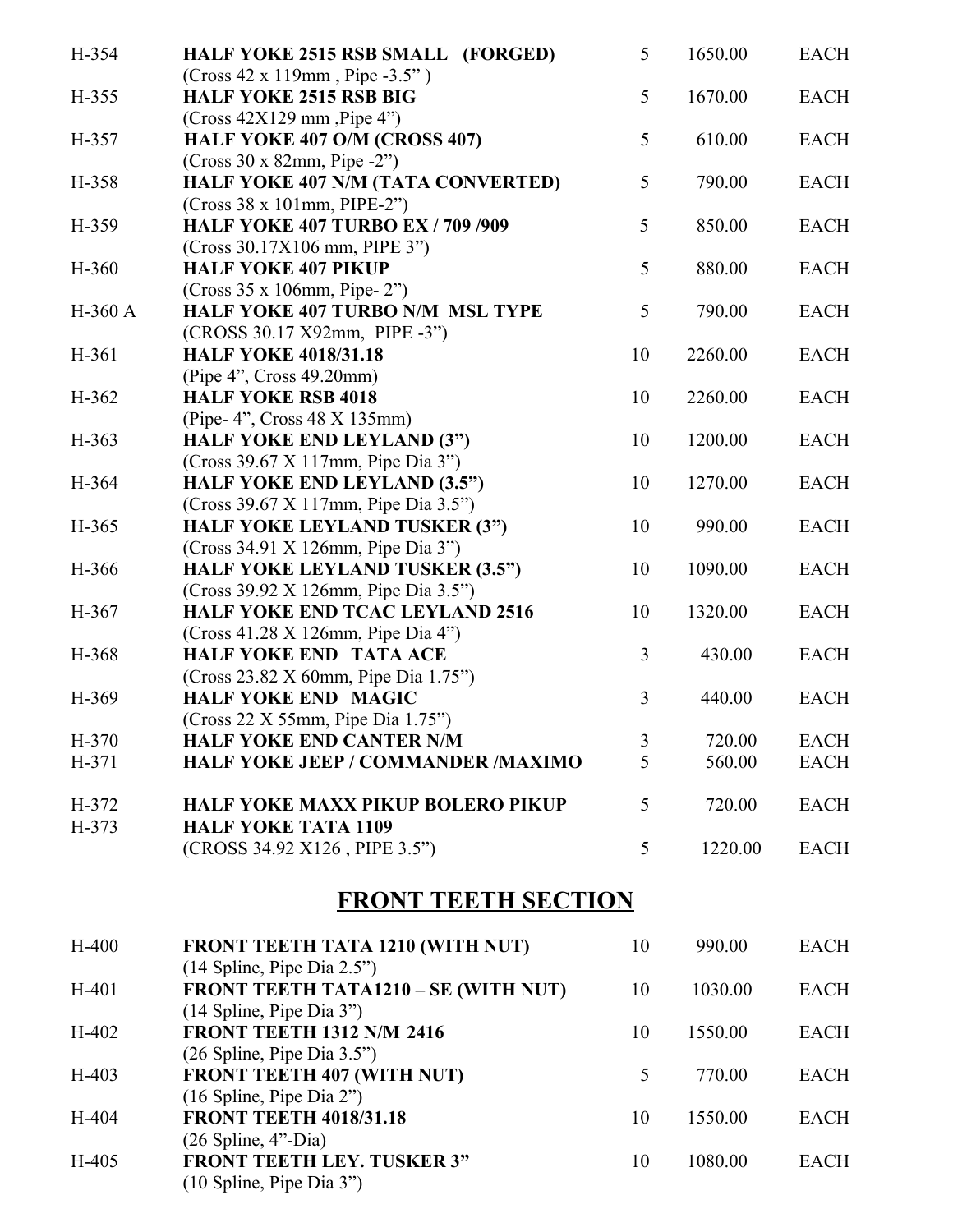| | | | | |
|---|---|---|---|---|
| H-354 | **HALF YOKE 2515 RSB SMALL (FORGED)**<br>(Cross 42 x 119mm , Pipe -3.5" ) | 5 | 1650.00 | EACH |
| H-355 | **HALF YOKE 2515 RSB BIG**<br>(Cross 42X129 mm ,Pipe 4") | 5 | 1670.00 | EACH |
| H-357 | **HALF YOKE 407 O/M (CROSS 407)**<br>(Cross 30 x 82mm, Pipe -2") | 5 | 610.00 | EACH |
| H-358 | **HALF YOKE 407 N/M (TATA CONVERTED)**<br>(Cross 38 x 101mm, PIPE-2") | 5 | 790.00 | EACH |
| H-359 | **HALF YOKE 407 TURBO EX / 709 /909**<br>(Cross 30.17X106 mm, PIPE 3") | 5 | 850.00 | EACH |
| H-360 | **HALF YOKE 407 PIKUP**<br>(Cross 35 x 106mm, Pipe- 2") | 5 | 880.00 | EACH |
| H-360 A | **HALF YOKE 407 TURBO N/M MSL TYPE**<br>(CROSS 30.17 X92mm, PIPE -3") | 5 | 790.00 | EACH |
| H-361 | **HALF YOKE 4018/31.18**<br>(Pipe 4", Cross 49.20mm) | 10 | 2260.00 | EACH |
| H-362 | **HALF YOKE RSB 4018**<br>(Pipe- 4", Cross 48 X 135mm) | 10 | 2260.00 | EACH |
| H-363 | **HALF YOKE END LEYLAND (3")**<br>(Cross 39.67 X 117mm, Pipe Dia 3") | 10 | 1200.00 | EACH |
| H-364 | **HALF YOKE END LEYLAND (3.5")**<br>(Cross 39.67 X 117mm, Pipe Dia 3.5") | 10 | 1270.00 | EACH |
| H-365 | **HALF YOKE LEYLAND TUSKER (3")**<br>(Cross 34.91 X 126mm, Pipe Dia 3") | 10 | 990.00 | EACH |
| H-366 | **HALF YOKE LEYLAND TUSKER (3.5")**<br>(Cross 39.92 X 126mm, Pipe Dia 3.5") | 10 | 1090.00 | EACH |
| H-367 | **HALF YOKE END TCAC LEYLAND 2516**<br>(Cross 41.28 X 126mm, Pipe Dia 4") | 10 | 1320.00 | EACH |
| H-368 | **HALF YOKE END TATA ACE**<br>(Cross 23.82 X 60mm, Pipe Dia 1.75") | 3 | 430.00 | EACH |
| H-369 | **HALF YOKE END MAGIC**<br>(Cross 22 X 55mm, Pipe Dia 1.75") | 3 | 440.00 | EACH |
| H-370 | **HALF YOKE END CANTER N/M** | 3 | 720.00 | EACH |
| H-371 | **HALF YOKE JEEP / COMMANDER /MAXIMO** | 5 | 560.00 | EACH |
| H-372 | **HALF YOKE MAXX PIKUP BOLERO PIKUP** | 5 | 720.00 | EACH |
| H-373 | **HALF YOKE TATA 1109**<br>(CROSS 34.92 X126 , PIPE 3.5") | 5 | 1220.00 | EACH |

## FRONT TEETH SECTION

| | | | | |
|---|---|---|---|---|
| H-400 | **FRONT TEETH TATA 1210 (WITH NUT)**<br>(14 Spline, Pipe Dia 2.5") | 10 | 990.00 | EACH |
| H-401 | **FRONT TEETH TATA1210 – SE (WITH NUT)**<br>(14 Spline, Pipe Dia 3") | 10 | 1030.00 | EACH |
| H-402 | **FRONT TEETH 1312 N/M 2416**<br>(26 Spline, Pipe Dia 3.5") | 10 | 1550.00 | EACH |
| H-403 | **FRONT TEETH 407 (WITH NUT)**<br>(16 Spline, Pipe Dia 2") | 5 | 770.00 | EACH |
| H-404 | **FRONT TEETH 4018/31.18**<br>(26 Spline, 4"-Dia) | 10 | 1550.00 | EACH |
| H-405 | **FRONT TEETH LEY. TUSKER 3"**<br>(10 Spline, Pipe Dia 3") | 10 | 1080.00 | EACH |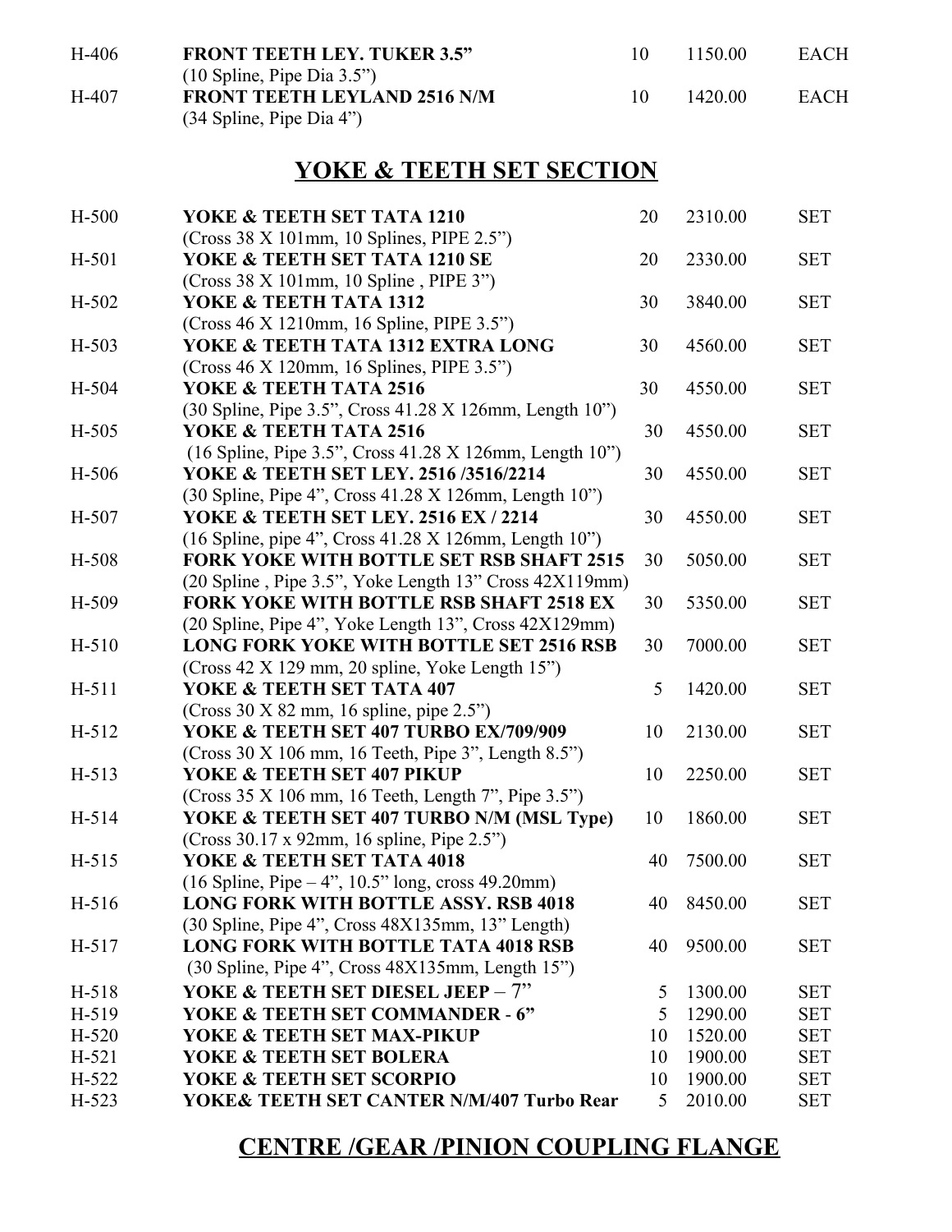| | | | | |
|---|---|---|---|---|
| H-406 | **FRONT TEETH LEY. TUKER 3.5”**<br>(10 Spline, Pipe Dia 3.5”) | 10 | 1150.00 | EACH |
| H-407 | **FRONT TEETH LEYLAND 2516 N/M**<br>(34 Spline, Pipe Dia 4”) | 10 | 1420.00 | EACH |

## YOKE & TEETH SET SECTION

| | | | | |
|---|---|---|---|---|
| H-500 | **YOKE & TEETH SET TATA 1210**<br>(Cross 38 X 101mm, 10 Splines, PIPE 2.5”) | 20 | 2310.00 | SET |
| H-501 | **YOKE & TEETH SET TATA 1210 SE**<br>(Cross 38 X 101mm, 10 Spline , PIPE 3”) | 20 | 2330.00 | SET |
| H-502 | **YOKE & TEETH TATA 1312**<br>(Cross 46 X 1210mm, 16 Spline, PIPE 3.5”) | 30 | 3840.00 | SET |
| H-503 | **YOKE & TEETH TATA 1312 EXTRA LONG**<br>(Cross 46 X 120mm, 16 Splines, PIPE 3.5”) | 30 | 4560.00 | SET |
| H-504 | **YOKE & TEETH TATA 2516**<br>(30 Spline, Pipe 3.5”, Cross 41.28 X 126mm, Length 10”) | 30 | 4550.00 | SET |
| H-505 | **YOKE & TEETH TATA 2516**<br>(16 Spline, Pipe 3.5”, Cross 41.28 X 126mm, Length 10”) | 30 | 4550.00 | SET |
| H-506 | **YOKE & TEETH SET LEY. 2516 /3516/2214**<br>(30 Spline, Pipe 4”, Cross 41.28 X 126mm, Length 10”) | 30 | 4550.00 | SET |
| H-507 | **YOKE & TEETH SET LEY. 2516 EX / 2214**<br>(16 Spline, pipe 4”, Cross 41.28 X 126mm, Length 10”) | 30 | 4550.00 | SET |
| H-508 | **FORK YOKE WITH BOTTLE SET RSB SHAFT 2515**<br>(20 Spline , Pipe 3.5”, Yoke Length 13” Cross 42X119mm) | 30 | 5050.00 | SET |
| H-509 | **FORK YOKE WITH BOTTLE RSB SHAFT 2518 EX**<br>(20 Spline, Pipe 4”, Yoke Length 13”, Cross 42X129mm) | 30 | 5350.00 | SET |
| H-510 | **LONG FORK YOKE WITH BOTTLE SET 2516 RSB**<br>(Cross 42 X 129 mm, 20 spline, Yoke Length 15”) | 30 | 7000.00 | SET |
| H-511 | **YOKE & TEETH SET TATA 407**<br>(Cross 30 X 82 mm, 16 spline, pipe 2.5”) | 5 | 1420.00 | SET |
| H-512 | **YOKE & TEETH SET 407 TURBO EX/709/909**<br>(Cross 30 X 106 mm, 16 Teeth, Pipe 3”, Length 8.5”) | 10 | 2130.00 | SET |
| H-513 | **YOKE & TEETH SET 407 PIKUP**<br>(Cross 35 X 106 mm, 16 Teeth, Length 7”, Pipe 3.5”) | 10 | 2250.00 | SET |
| H-514 | **YOKE & TEETH SET 407 TURBO N/M (MSL Type)**<br>(Cross 30.17 x 92mm, 16 spline, Pipe 2.5”) | 10 | 1860.00 | SET |
| H-515 | **YOKE & TEETH SET TATA 4018**<br>(16 Spline, Pipe – 4”, 10.5” long, cross 49.20mm) | 40 | 7500.00 | SET |
| H-516 | **LONG FORK WITH BOTTLE ASSY. RSB 4018**<br>(30 Spline, Pipe 4”, Cross 48X135mm, 13” Length) | 40 | 8450.00 | SET |
| H-517 | **LONG FORK WITH BOTTLE TATA 4018 RSB**<br>(30 Spline, Pipe 4”, Cross 48X135mm, Length 15”) | 40 | 9500.00 | SET |
| H-518 | **YOKE & TEETH SET DIESEL JEEP – 7”** | 5 | 1300.00 | SET |
| H-519 | **YOKE & TEETH SET COMMANDER - 6”** | 5 | 1290.00 | SET |
| H-520 | **YOKE & TEETH SET MAX-PIKUP** | 10 | 1520.00 | SET |
| H-521 | **YOKE & TEETH SET BOLERA** | 10 | 1900.00 | SET |
| H-522 | **YOKE & TEETH SET SCORPIO** | 10 | 1900.00 | SET |
| H-523 | **YOKE& TEETH SET CANTER N/M/407 Turbo Rear** | 5 | 2010.00 | SET |

## CENTRE /GEAR /PINION COUPLING FLANGE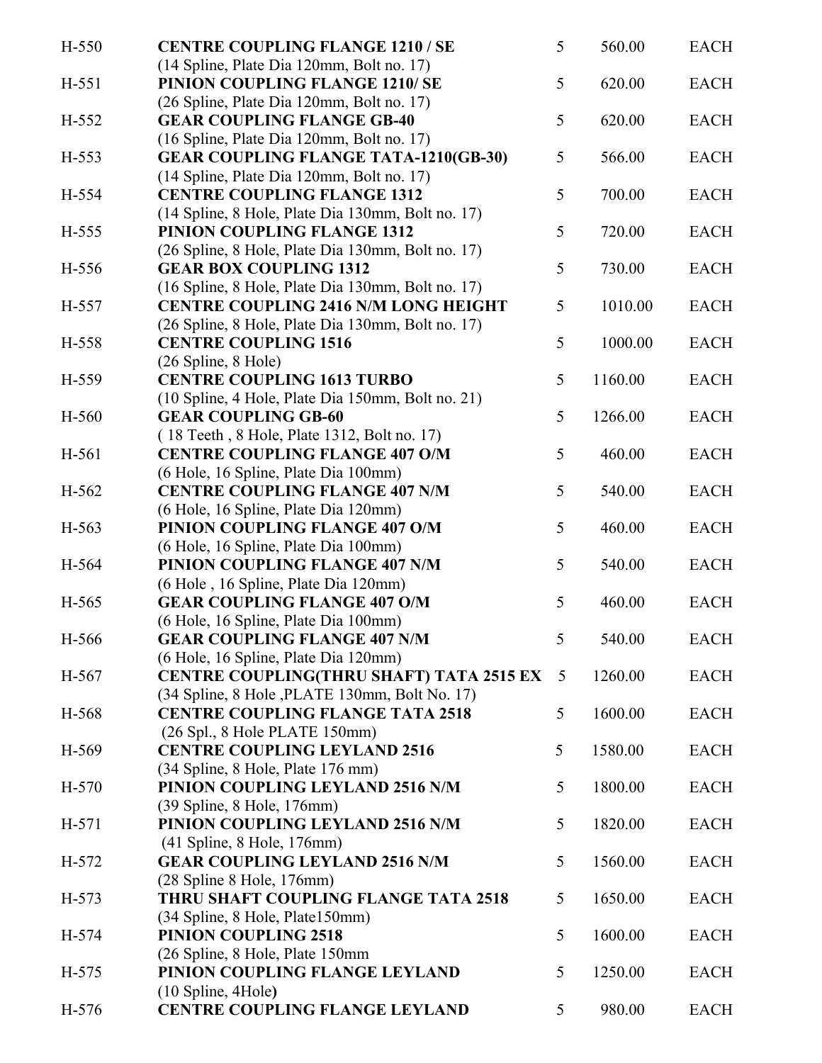| H-550 | **CENTRE COUPLING FLANGE 1210 / SE**<br>(14 Spline, Plate Dia 120mm, Bolt no. 17) | 5 | 560.00 | EACH |
|---|---|---|---|---|
| H-551 | **PINION COUPLING FLANGE 1210/ SE**<br>(26 Spline, Plate Dia 120mm, Bolt no. 17) | 5 | 620.00 | EACH |
| H-552 | **GEAR COUPLING FLANGE GB-40**<br>(16 Spline, Plate Dia 120mm, Bolt no. 17) | 5 | 620.00 | EACH |
| H-553 | **GEAR COUPLING FLANGE TATA-1210(GB-30)**<br>(14 Spline, Plate Dia 120mm, Bolt no. 17) | 5 | 566.00 | EACH |
| H-554 | **CENTRE COUPLING FLANGE 1312**<br>(14 Spline, 8 Hole, Plate Dia 130mm, Bolt no. 17) | 5 | 700.00 | EACH |
| H-555 | **PINION COUPLING FLANGE 1312**<br>(26 Spline, 8 Hole, Plate Dia 130mm, Bolt no. 17) | 5 | 720.00 | EACH |
| H-556 | **GEAR BOX COUPLING 1312**<br>(16 Spline, 8 Hole, Plate Dia 130mm, Bolt no. 17) | 5 | 730.00 | EACH |
| H-557 | **CENTRE COUPLING 2416 N/M LONG HEIGHT**<br>(26 Spline, 8 Hole, Plate Dia 130mm, Bolt no. 17) | 5 | 1010.00 | EACH |
| H-558 | **CENTRE COUPLING 1516**<br>(26 Spline, 8 Hole) | 5 | 1000.00 | EACH |
| H-559 | **CENTRE COUPLING 1613 TURBO**<br>(10 Spline, 4 Hole, Plate Dia 150mm, Bolt no. 21) | 5 | 1160.00 | EACH |
| H-560 | **GEAR COUPLING GB-60**<br>( 18 Teeth , 8 Hole, Plate 1312, Bolt no. 17) | 5 | 1266.00 | EACH |
| H-561 | **CENTRE COUPLING FLANGE 407 O/M**<br>(6 Hole, 16 Spline, Plate Dia 100mm) | 5 | 460.00 | EACH |
| H-562 | **CENTRE COUPLING FLANGE 407 N/M**<br>(6 Hole, 16 Spline, Plate Dia 120mm) | 5 | 540.00 | EACH |
| H-563 | **PINION COUPLING FLANGE 407 O/M**<br>(6 Hole, 16 Spline, Plate Dia 100mm) | 5 | 460.00 | EACH |
| H-564 | **PINION COUPLING FLANGE 407 N/M**<br>(6 Hole , 16 Spline, Plate Dia 120mm) | 5 | 540.00 | EACH |
| H-565 | **GEAR COUPLING FLANGE 407 O/M**<br>(6 Hole, 16 Spline, Plate Dia 100mm) | 5 | 460.00 | EACH |
| H-566 | **GEAR COUPLING FLANGE 407 N/M**<br>(6 Hole, 16 Spline, Plate Dia 120mm) | 5 | 540.00 | EACH |
| H-567 | **CENTRE COUPLING(THRU SHAFT) TATA 2515 EX**<br>(34 Spline, 8 Hole ,PLATE 130mm, Bolt No. 17) | 5 | 1260.00 | EACH |
| H-568 | **CENTRE COUPLING FLANGE TATA 2518**<br>(26 Spl., 8 Hole PLATE 150mm) | 5 | 1600.00 | EACH |
| H-569 | **CENTRE COUPLING LEYLAND 2516**<br>(34 Spline, 8 Hole, Plate 176 mm) | 5 | 1580.00 | EACH |
| H-570 | **PINION COUPLING LEYLAND 2516 N/M**<br>(39 Spline, 8 Hole, 176mm) | 5 | 1800.00 | EACH |
| H-571 | **PINION COUPLING LEYLAND 2516 N/M**<br>(41 Spline, 8 Hole, 176mm) | 5 | 1820.00 | EACH |
| H-572 | **GEAR COUPLING LEYLAND 2516 N/M**<br>(28 Spline 8 Hole, 176mm) | 5 | 1560.00 | EACH |
| H-573 | **THRU SHAFT COUPLING FLANGE TATA 2518**<br>(34 Spline, 8 Hole, Plate150mm) | 5 | 1650.00 | EACH |
| H-574 | **PINION COUPLING 2518**<br>(26 Spline, 8 Hole, Plate 150mm | 5 | 1600.00 | EACH |
| H-575 | **PINION COUPLING FLANGE LEYLAND**<br>(10 Spline, 4Hole) | 5 | 1250.00 | EACH |
| H-576 | **CENTRE COUPLING FLANGE LEYLAND** | 5 | 980.00 | EACH |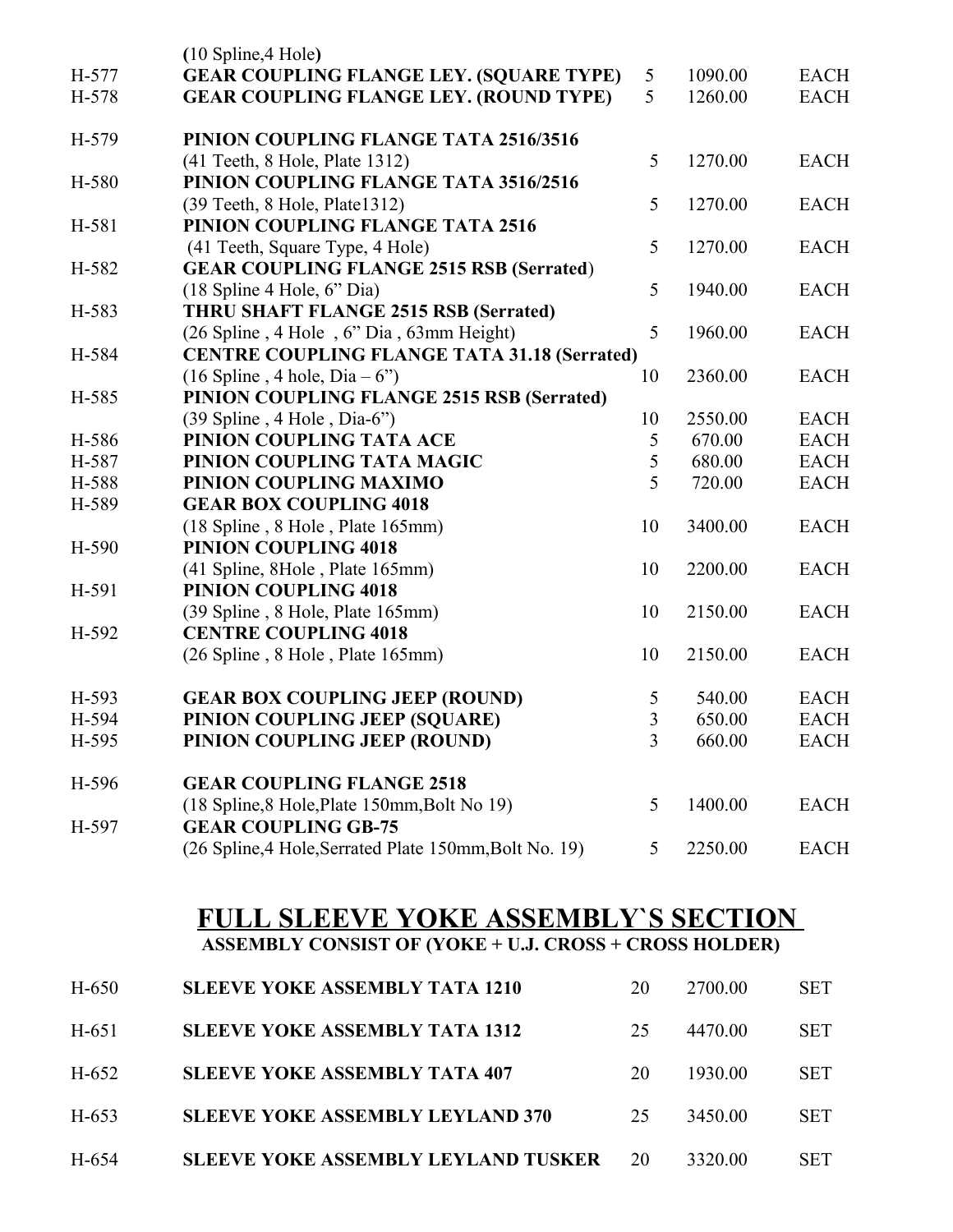| | | | | |
|---|---|---|---|---|
| | **(10 Spline,4 Hole)** | | | |
| H-577 | **GEAR COUPLING FLANGE LEY. (SQUARE TYPE)** | 5 | 1090.00 | EACH |
| H-578 | **GEAR COUPLING FLANGE LEY. (ROUND TYPE)** | 5 | 1260.00 | EACH |
| H-579 | **PINION COUPLING FLANGE TATA 2516/3516** | | | |
| | (41 Teeth, 8 Hole, Plate 1312) | 5 | 1270.00 | EACH |
| H-580 | **PINION COUPLING FLANGE TATA 3516/2516** | | | |
| | (39 Teeth, 8 Hole, Plate1312) | 5 | 1270.00 | EACH |
| H-581 | **PINION COUPLING FLANGE TATA 2516** | | | |
| | (41 Teeth, Square Type, 4 Hole) | 5 | 1270.00 | EACH |
| H-582 | **GEAR COUPLING FLANGE 2515 RSB (Serrated)** | | | |
| | (18 Spline 4 Hole, 6" Dia) | 5 | 1940.00 | EACH |
| H-583 | **THRU SHAFT FLANGE 2515 RSB (Serrated)** | | | |
| | (26 Spline , 4 Hole , 6" Dia , 63mm Height) | 5 | 1960.00 | EACH |
| H-584 | **CENTRE COUPLING FLANGE TATA 31.18 (Serrated)** | | | |
| | (16 Spline , 4 hole, Dia – 6") | 10 | 2360.00 | EACH |
| H-585 | **PINION COUPLING FLANGE 2515 RSB (Serrated)** | | | |
| | (39 Spline , 4 Hole , Dia-6") | 10 | 2550.00 | EACH |
| H-586 | **PINION COUPLING TATA ACE** | 5 | 670.00 | EACH |
| H-587 | **PINION COUPLING TATA MAGIC** | 5 | 680.00 | EACH |
| H-588 | **PINION COUPLING MAXIMO** | 5 | 720.00 | EACH |
| H-589 | **GEAR BOX COUPLING 4018** | | | |
| | (18 Spline , 8 Hole , Plate 165mm) | 10 | 3400.00 | EACH |
| H-590 | **PINION COUPLING 4018** | | | |
| | (41 Spline, 8Hole , Plate 165mm) | 10 | 2200.00 | EACH |
| H-591 | **PINION COUPLING 4018** | | | |
| | (39 Spline , 8 Hole, Plate 165mm) | 10 | 2150.00 | EACH |
| H-592 | **CENTRE COUPLING 4018** | | | |
| | (26 Spline , 8 Hole , Plate 165mm) | 10 | 2150.00 | EACH |
| H-593 | **GEAR BOX COUPLING JEEP (ROUND)** | 5 | 540.00 | EACH |
| H-594 | **PINION COUPLING JEEP (SQUARE)** | 3 | 650.00 | EACH |
| H-595 | **PINION COUPLING JEEP (ROUND)** | 3 | 660.00 | EACH |
| H-596 | **GEAR COUPLING FLANGE 2518** | | | |
| | (18 Spline,8 Hole,Plate 150mm,Bolt No 19) | 5 | 1400.00 | EACH |
| H-597 | **GEAR COUPLING GB-75** | | | |
| | (26 Spline,4 Hole,Serrated Plate 150mm,Bolt No. 19) | 5 | 2250.00 | EACH |

## FULL SLEEVE YOKE ASSEMBLY`S SECTION

**ASSEMBLY CONSIST OF (YOKE + U.J. CROSS + CROSS HOLDER)**

| | | | | |
|---|---|---|---|---|
| H-650 | **SLEEVE YOKE ASSEMBLY TATA 1210** | 20 | 2700.00 | SET |
| H-651 | **SLEEVE YOKE ASSEMBLY TATA 1312** | 25 | 4470.00 | SET |
| H-652 | **SLEEVE YOKE ASSEMBLY TATA 407** | 20 | 1930.00 | SET |
| H-653 | **SLEEVE YOKE ASSEMBLY LEYLAND 370** | 25 | 3450.00 | SET |
| H-654 | **SLEEVE YOKE ASSEMBLY LEYLAND TUSKER** | 20 | 3320.00 | SET |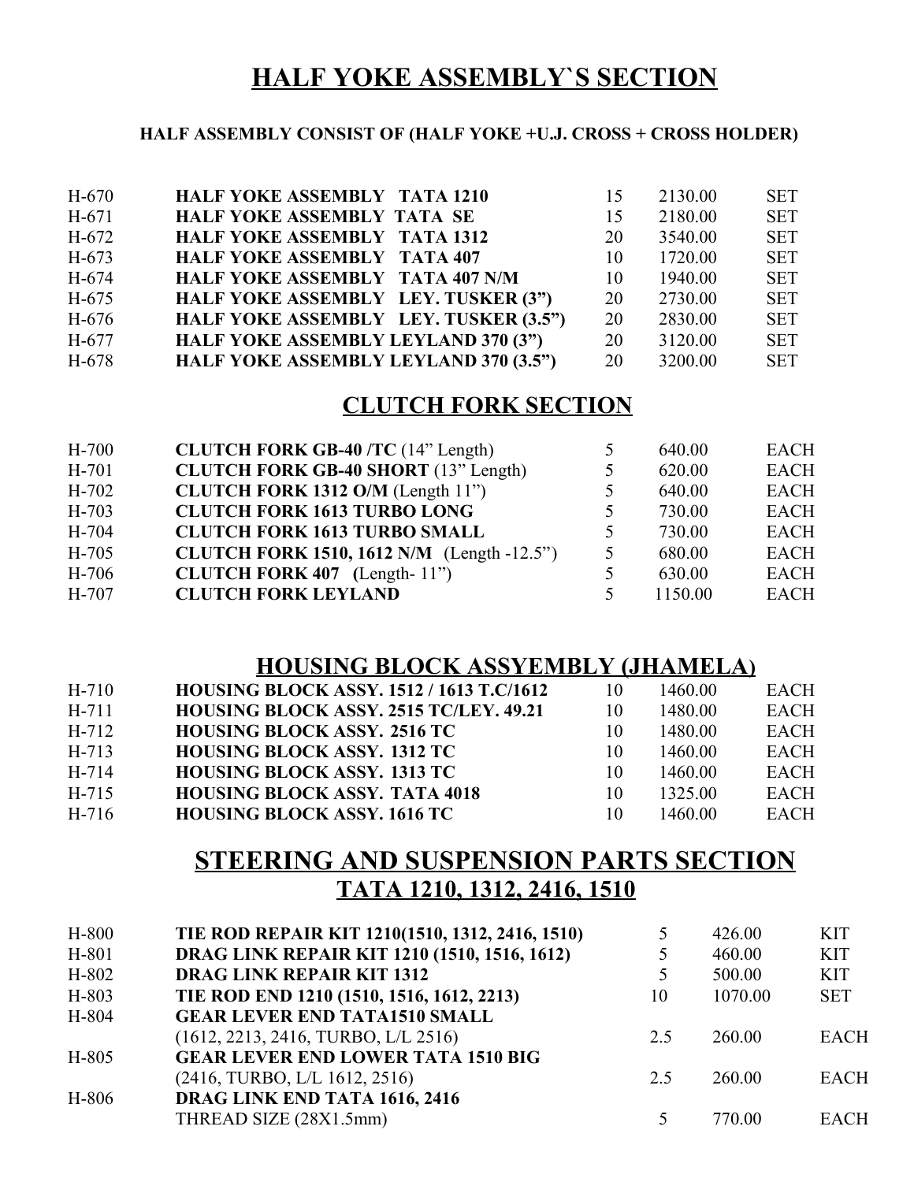# HALF YOKE ASSEMBLY`S SECTION

**HALF ASSEMBLY CONSIST OF (HALF YOKE +U.J. CROSS + CROSS HOLDER)**

| | | | | |
|---|---|---|---|---|
| H-670 | **HALF YOKE ASSEMBLY TATA 1210** | 15 | 2130.00 | SET |
| H-671 | **HALF YOKE ASSEMBLY TATA SE** | 15 | 2180.00 | SET |
| H-672 | **HALF YOKE ASSEMBLY TATA 1312** | 20 | 3540.00 | SET |
| H-673 | **HALF YOKE ASSEMBLY TATA 407** | 10 | 1720.00 | SET |
| H-674 | **HALF YOKE ASSEMBLY TATA 407 N/M** | 10 | 1940.00 | SET |
| H-675 | **HALF YOKE ASSEMBLY LEY. TUSKER (3")** | 20 | 2730.00 | SET |
| H-676 | **HALF YOKE ASSEMBLY LEY. TUSKER (3.5")** | 20 | 2830.00 | SET |
| H-677 | **HALF YOKE ASSEMBLY LEYLAND 370 (3")** | 20 | 3120.00 | SET |
| H-678 | **HALF YOKE ASSEMBLY LEYLAND 370 (3.5")** | 20 | 3200.00 | SET |

## CLUTCH FORK SECTION

| | | | | |
|---|---|---|---|---|
| H-700 | **CLUTCH FORK GB-40 /TC** (14" Length) | 5 | 640.00 | EACH |
| H-701 | **CLUTCH FORK GB-40 SHORT** (13" Length) | 5 | 620.00 | EACH |
| H-702 | **CLUTCH FORK 1312 O/M** (Length 11") | 5 | 640.00 | EACH |
| H-703 | **CLUTCH FORK 1613 TURBO LONG** | 5 | 730.00 | EACH |
| H-704 | **CLUTCH FORK 1613 TURBO SMALL** | 5 | 730.00 | EACH |
| H-705 | **CLUTCH FORK 1510, 1612 N/M** (Length -12.5") | 5 | 680.00 | EACH |
| H-706 | **CLUTCH FORK 407** (Length- 11") | 5 | 630.00 | EACH |
| H-707 | **CLUTCH FORK LEYLAND** | 5 | 1150.00 | EACH |

## HOUSING BLOCK ASSYEMBLY (JHAMELA)

| | | | | |
|---|---|---|---|---|
| H-710 | **HOUSING BLOCK ASSY. 1512 / 1613 T.C/1612** | 10 | 1460.00 | EACH |
| H-711 | **HOUSING BLOCK ASSY. 2515 TC/LEY. 49.21** | 10 | 1480.00 | EACH |
| H-712 | **HOUSING BLOCK ASSY. 2516 TC** | 10 | 1480.00 | EACH |
| H-713 | **HOUSING BLOCK ASSY. 1312 TC** | 10 | 1460.00 | EACH |
| H-714 | **HOUSING BLOCK ASSY. 1313 TC** | 10 | 1460.00 | EACH |
| H-715 | **HOUSING BLOCK ASSY. TATA 4018** | 10 | 1325.00 | EACH |
| H-716 | **HOUSING BLOCK ASSY. 1616 TC** | 10 | 1460.00 | EACH |

## STEERING AND SUSPENSION PARTS SECTION
### TATA 1210, 1312, 2416, 1510

| | | | | |
|---|---|---|---|---|
| H-800 | **TIE ROD REPAIR KIT 1210(1510, 1312, 2416, 1510)** | 5 | 426.00 | KIT |
| H-801 | **DRAG LINK REPAIR KIT 1210 (1510, 1516, 1612)** | 5 | 460.00 | KIT |
| H-802 | **DRAG LINK REPAIR KIT 1312** | 5 | 500.00 | KIT |
| H-803 | **TIE ROD END 1210 (1510, 1516, 1612, 2213)** | 10 | 1070.00 | SET |
| H-804 | **GEAR LEVER END TATA1510 SMALL** (1612, 2213, 2416, TURBO, L/L 2516) | 2.5 | 260.00 | EACH |
| H-805 | **GEAR LEVER END LOWER TATA 1510 BIG** (2416, TURBO, L/L 1612, 2516) | 2.5 | 260.00 | EACH |
| H-806 | **DRAG LINK END TATA 1616, 2416** THREAD SIZE (28X1.5mm) | 5 | 770.00 | EACH |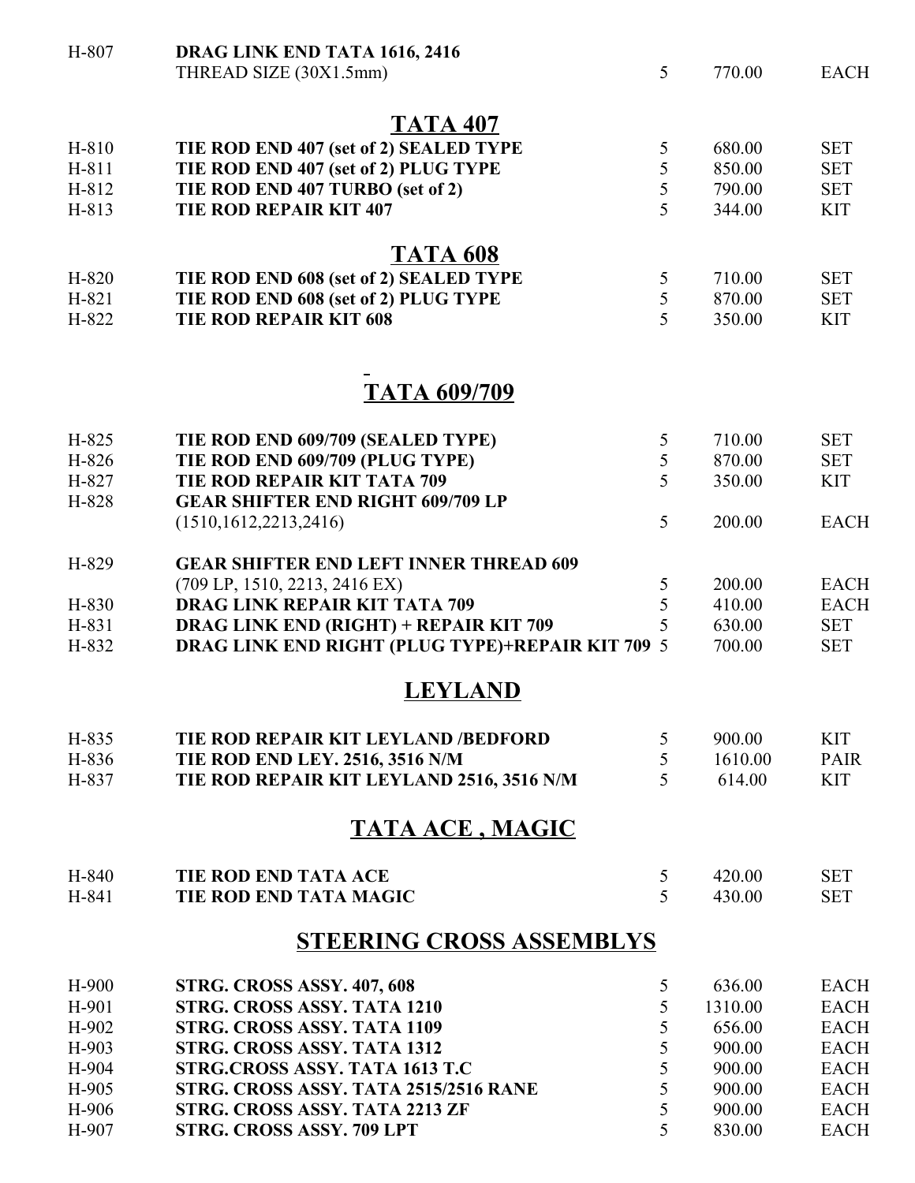| | | | | |
|---|---|---|---|---|
| H-807 | **DRAG LINK END TATA 1616, 2416** THREAD SIZE (30X1.5mm) | 5 | 770.00 | EACH |

## TATA 407

| | | | | |
|---|---|---|---|---|
| H-810 | **TIE ROD END 407 (set of 2) SEALED TYPE** | 5 | 680.00 | SET |
| H-811 | **TIE ROD END 407 (set of 2) PLUG TYPE** | 5 | 850.00 | SET |
| H-812 | **TIE ROD END 407 TURBO (set of 2)** | 5 | 790.00 | SET |
| H-813 | **TIE ROD REPAIR KIT 407** | 5 | 344.00 | KIT |

## TATA 608

| | | | | |
|---|---|---|---|---|
| H-820 | **TIE ROD END 608 (set of 2) SEALED TYPE** | 5 | 710.00 | SET |
| H-821 | **TIE ROD END 608 (set of 2) PLUG TYPE** | 5 | 870.00 | SET |
| H-822 | **TIE ROD REPAIR KIT 608** | 5 | 350.00 | KIT |

## TATA 609/709

| | | | | |
|---|---|---|---|---|
| H-825 | **TIE ROD END 609/709 (SEALED TYPE)** | 5 | 710.00 | SET |
| H-826 | **TIE ROD END 609/709 (PLUG TYPE)** | 5 | 870.00 | SET |
| H-827 | **TIE ROD REPAIR KIT TATA 709** | 5 | 350.00 | KIT |
| H-828 | **GEAR SHIFTER END RIGHT 609/709 LP** (1510,1612,2213,2416) | 5 | 200.00 | EACH |
| H-829 | **GEAR SHIFTER END LEFT INNER THREAD 609** (709 LP, 1510, 2213, 2416 EX) | 5 | 200.00 | EACH |
| H-830 | **DRAG LINK REPAIR KIT TATA 709** | 5 | 410.00 | EACH |
| H-831 | **DRAG LINK END (RIGHT) + REPAIR KIT 709** | 5 | 630.00 | SET |
| H-832 | **DRAG LINK END RIGHT (PLUG TYPE)+REPAIR KIT 709** | 5 | 700.00 | SET |

## LEYLAND

| | | | | |
|---|---|---|---|---|
| H-835 | **TIE ROD REPAIR KIT LEYLAND /BEDFORD** | 5 | 900.00 | KIT |
| H-836 | **TIE ROD END LEY. 2516, 3516 N/M** | 5 | 1610.00 | PAIR |
| H-837 | **TIE ROD REPAIR KIT LEYLAND 2516, 3516 N/M** | 5 | 614.00 | KIT |

## TATA ACE , MAGIC

| | | | | |
|---|---|---|---|---|
| H-840 | **TIE ROD END TATA ACE** | 5 | 420.00 | SET |
| H-841 | **TIE ROD END TATA MAGIC** | 5 | 430.00 | SET |

## STEERING CROSS ASSEMBLYS

| | | | | |
|---|---|---|---|---|
| H-900 | **STRG. CROSS ASSY. 407, 608** | 5 | 636.00 | EACH |
| H-901 | **STRG. CROSS ASSY. TATA 1210** | 5 | 1310.00 | EACH |
| H-902 | **STRG. CROSS ASSY. TATA 1109** | 5 | 656.00 | EACH |
| H-903 | **STRG. CROSS ASSY. TATA 1312** | 5 | 900.00 | EACH |
| H-904 | **STRG.CROSS ASSY. TATA 1613 T.C** | 5 | 900.00 | EACH |
| H-905 | **STRG. CROSS ASSY. TATA 2515/2516 RANE** | 5 | 900.00 | EACH |
| H-906 | **STRG. CROSS ASSY. TATA 2213 ZF** | 5 | 900.00 | EACH |
| H-907 | **STRG. CROSS ASSY. 709 LPT** | 5 | 830.00 | EACH |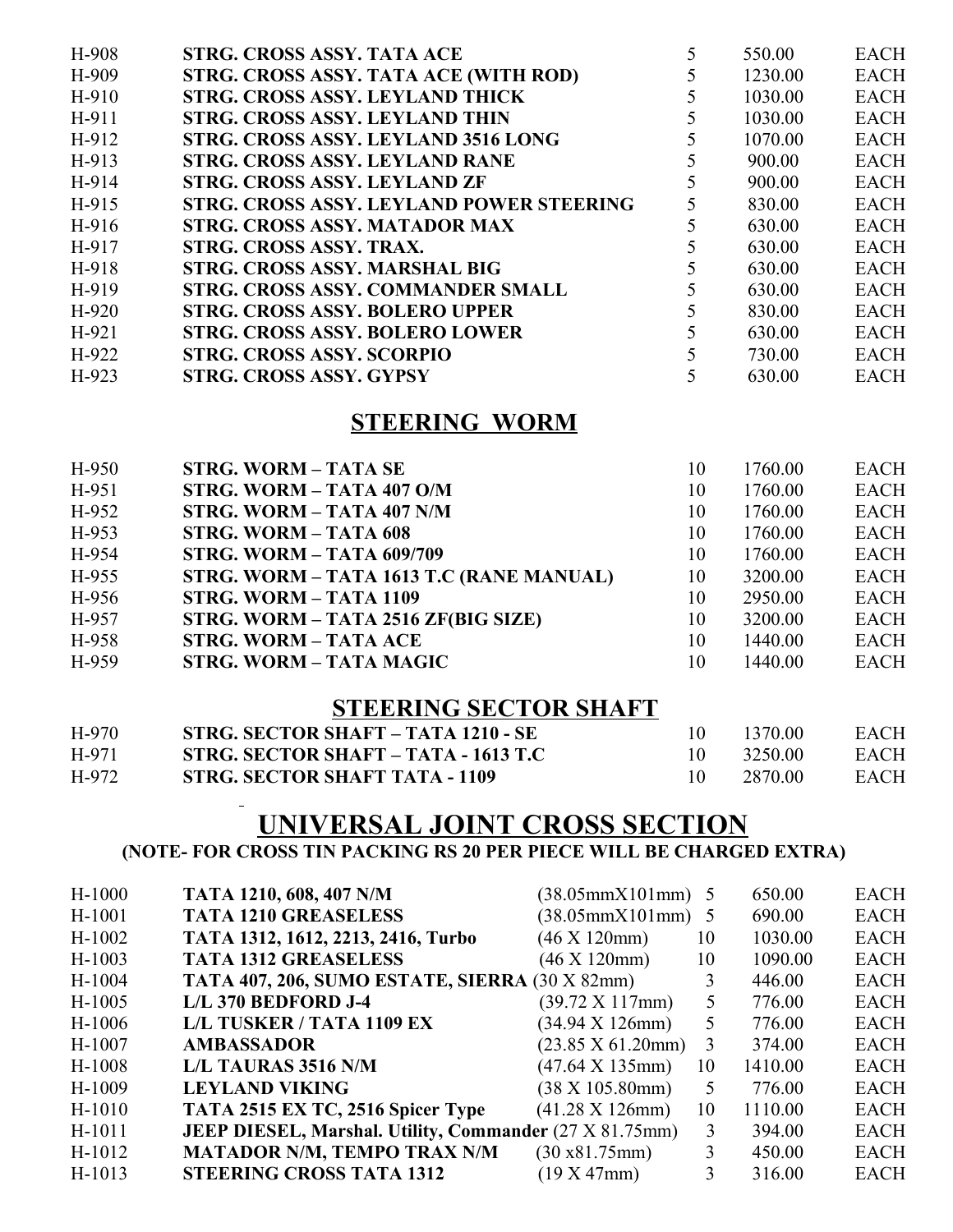| | | | | |
|---|---|---|---|---|
| H-908 | **STRG. CROSS ASSY. TATA ACE** | 5 | 550.00 | EACH |
| H-909 | **STRG. CROSS ASSY. TATA ACE (WITH ROD)** | 5 | 1230.00 | EACH |
| H-910 | **STRG. CROSS ASSY. LEYLAND THICK** | 5 | 1030.00 | EACH |
| H-911 | **STRG. CROSS ASSY. LEYLAND THIN** | 5 | 1030.00 | EACH |
| H-912 | **STRG. CROSS ASSY. LEYLAND 3516 LONG** | 5 | 1070.00 | EACH |
| H-913 | **STRG. CROSS ASSY. LEYLAND RANE** | 5 | 900.00 | EACH |
| H-914 | **STRG. CROSS ASSY. LEYLAND ZF** | 5 | 900.00 | EACH |
| H-915 | **STRG. CROSS ASSY. LEYLAND POWER STEERING** | 5 | 830.00 | EACH |
| H-916 | **STRG. CROSS ASSY. MATADOR MAX** | 5 | 630.00 | EACH |
| H-917 | **STRG. CROSS ASSY. TRAX.** | 5 | 630.00 | EACH |
| H-918 | **STRG. CROSS ASSY. MARSHAL BIG** | 5 | 630.00 | EACH |
| H-919 | **STRG. CROSS ASSY. COMMANDER SMALL** | 5 | 630.00 | EACH |
| H-920 | **STRG. CROSS ASSY. BOLERO UPPER** | 5 | 830.00 | EACH |
| H-921 | **STRG. CROSS ASSY. BOLERO LOWER** | 5 | 630.00 | EACH |
| H-922 | **STRG. CROSS ASSY. SCORPIO** | 5 | 730.00 | EACH |
| H-923 | **STRG. CROSS ASSY. GYPSY** | 5 | 630.00 | EACH |

## STEERING WORM

| | | | | |
|---|---|---|---|---|
| H-950 | **STRG. WORM – TATA SE** | 10 | 1760.00 | EACH |
| H-951 | **STRG. WORM – TATA 407 O/M** | 10 | 1760.00 | EACH |
| H-952 | **STRG. WORM – TATA 407 N/M** | 10 | 1760.00 | EACH |
| H-953 | **STRG. WORM – TATA 608** | 10 | 1760.00 | EACH |
| H-954 | **STRG. WORM – TATA 609/709** | 10 | 1760.00 | EACH |
| H-955 | **STRG. WORM – TATA 1613 T.C (RANE MANUAL)** | 10 | 3200.00 | EACH |
| H-956 | **STRG. WORM – TATA 1109** | 10 | 2950.00 | EACH |
| H-957 | **STRG. WORM – TATA 2516 ZF(BIG SIZE)** | 10 | 3200.00 | EACH |
| H-958 | **STRG. WORM – TATA ACE** | 10 | 1440.00 | EACH |
| H-959 | **STRG. WORM – TATA MAGIC** | 10 | 1440.00 | EACH |

## STEERING SECTOR SHAFT

| | | | | |
|---|---|---|---|---|
| H-970 | **STRG. SECTOR SHAFT – TATA 1210 - SE** | 10 | 1370.00 | EACH |
| H-971 | **STRG. SECTOR SHAFT – TATA - 1613 T.C** | 10 | 3250.00 | EACH |
| H-972 | **STRG. SECTOR SHAFT TATA - 1109** | 10 | 2870.00 | EACH |

## UNIVERSAL JOINT CROSS SECTION

**(NOTE- FOR CROSS TIN PACKING RS 20 PER PIECE WILL BE CHARGED EXTRA)**

| | | | | | |
|---|---|---|---|---|---|
| H-1000 | **TATA 1210, 608, 407 N/M** | (38.05mmX101mm) | 5 | 650.00 | EACH |
| H-1001 | **TATA 1210 GREASELESS** | (38.05mmX101mm) | 5 | 690.00 | EACH |
| H-1002 | **TATA 1312, 1612, 2213, 2416, Turbo** | (46 X 120mm) | 10 | 1030.00 | EACH |
| H-1003 | **TATA 1312 GREASELESS** | (46 X 120mm) | 10 | 1090.00 | EACH |
| H-1004 | **TATA 407, 206, SUMO ESTATE, SIERRA** | (30 X 82mm) | 3 | 446.00 | EACH |
| H-1005 | **L/L 370 BEDFORD J-4** | (39.72 X 117mm) | 5 | 776.00 | EACH |
| H-1006 | **L/L TUSKER / TATA 1109 EX** | (34.94 X 126mm) | 5 | 776.00 | EACH |
| H-1007 | **AMBASSADOR** | (23.85 X 61.20mm) | 3 | 374.00 | EACH |
| H-1008 | **L/L TAURAS 3516 N/M** | (47.64 X 135mm) | 10 | 1410.00 | EACH |
| H-1009 | **LEYLAND VIKING** | (38 X 105.80mm) | 5 | 776.00 | EACH |
| H-1010 | **TATA 2515 EX TC, 2516 Spicer Type** | (41.28 X 126mm) | 10 | 1110.00 | EACH |
| H-1011 | **JEEP DIESEL, Marshal. Utility, Commander** | (27 X 81.75mm) | 3 | 394.00 | EACH |
| H-1012 | **MATADOR N/M, TEMPO TRAX N/M** | (30 x81.75mm) | 3 | 450.00 | EACH |
| H-1013 | **STEERING CROSS TATA 1312** | (19 X 47mm) | 3 | 316.00 | EACH |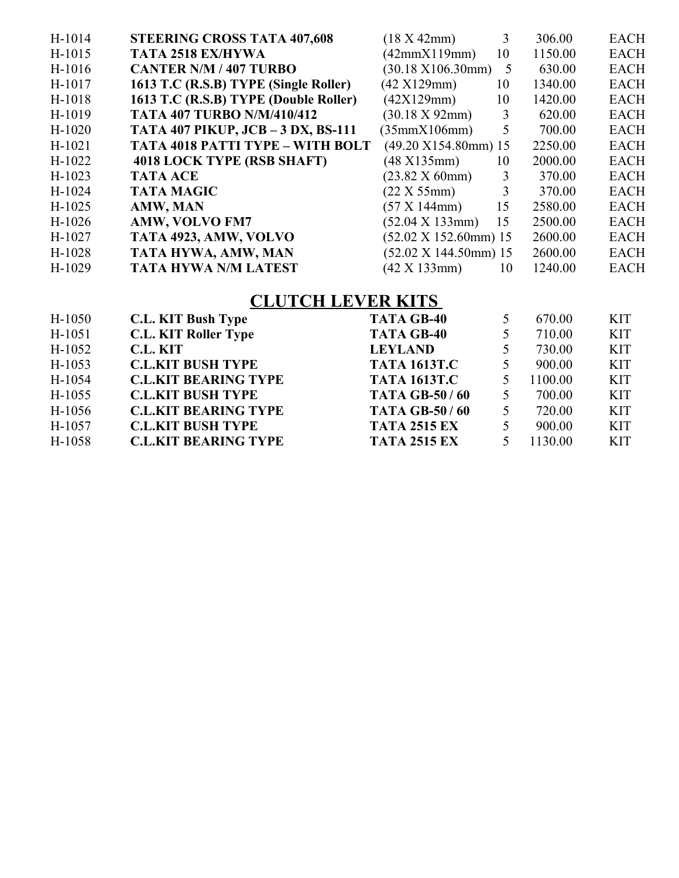| | | | | | |
|---|---|---|---|---|---|
| H-1014 | **STEERING CROSS TATA 407,608** | (18 X 42mm) | 3 | 306.00 | EACH |
| H-1015 | **TATA 2518 EX/HYWA** | (42mmX119mm) | 10 | 1150.00 | EACH |
| H-1016 | **CANTER N/M / 407 TURBO** | (30.18 X106.30mm) | 5 | 630.00 | EACH |
| H-1017 | **1613 T.C (R.S.B) TYPE (Single Roller)** | (42 X129mm) | 10 | 1340.00 | EACH |
| H-1018 | **1613 T.C (R.S.B) TYPE (Double Roller)** | (42X129mm) | 10 | 1420.00 | EACH |
| H-1019 | **TATA 407 TURBO N/M/410/412** | (30.18 X 92mm) | 3 | 620.00 | EACH |
| H-1020 | **TATA 407 PIKUP, JCB – 3 DX, BS-111** | (35mmX106mm) | 5 | 700.00 | EACH |
| H-1021 | **TATA 4018 PATTI TYPE – WITH BOLT** | (49.20 X154.80mm) | 15 | 2250.00 | EACH |
| H-1022 | **4018 LOCK TYPE (RSB SHAFT)** | (48 X135mm) | 10 | 2000.00 | EACH |
| H-1023 | **TATA ACE** | (23.82 X 60mm) | 3 | 370.00 | EACH |
| H-1024 | **TATA MAGIC** | (22 X 55mm) | 3 | 370.00 | EACH |
| H-1025 | **AMW, MAN** | (57 X 144mm) | 15 | 2580.00 | EACH |
| H-1026 | **AMW, VOLVO FM7** | (52.04 X 133mm) | 15 | 2500.00 | EACH |
| H-1027 | **TATA 4923, AMW, VOLVO** | (52.02 X 152.60mm) | 15 | 2600.00 | EACH |
| H-1028 | **TATA HYWA, AMW, MAN** | (52.02 X 144.50mm) | 15 | 2600.00 | EACH |
| H-1029 | **TATA HYWA N/M LATEST** | (42 X 133mm) | 10 | 1240.00 | EACH |

## CLUTCH LEVER KITS

| | | | | | |
|---|---|---|---|---|---|
| H-1050 | **C.L. KIT Bush Type** | **TATA GB-40** | 5 | 670.00 | KIT |
| H-1051 | **C.L. KIT Roller Type** | **TATA GB-40** | 5 | 710.00 | KIT |
| H-1052 | **C.L. KIT** | **LEYLAND** | 5 | 730.00 | KIT |
| H-1053 | **C.L.KIT BUSH TYPE** | **TATA 1613T.C** | 5 | 900.00 | KIT |
| H-1054 | **C.L.KIT BEARING TYPE** | **TATA 1613T.C** | 5 | 1100.00 | KIT |
| H-1055 | **C.L.KIT BUSH TYPE** | **TATA GB-50 / 60** | 5 | 700.00 | KIT |
| H-1056 | **C.L.KIT BEARING TYPE** | **TATA GB-50 / 60** | 5 | 720.00 | KIT |
| H-1057 | **C.L.KIT BUSH TYPE** | **TATA 2515 EX** | 5 | 900.00 | KIT |
| H-1058 | **C.L.KIT BEARING TYPE** | **TATA 2515 EX** | 5 | 1130.00 | KIT |